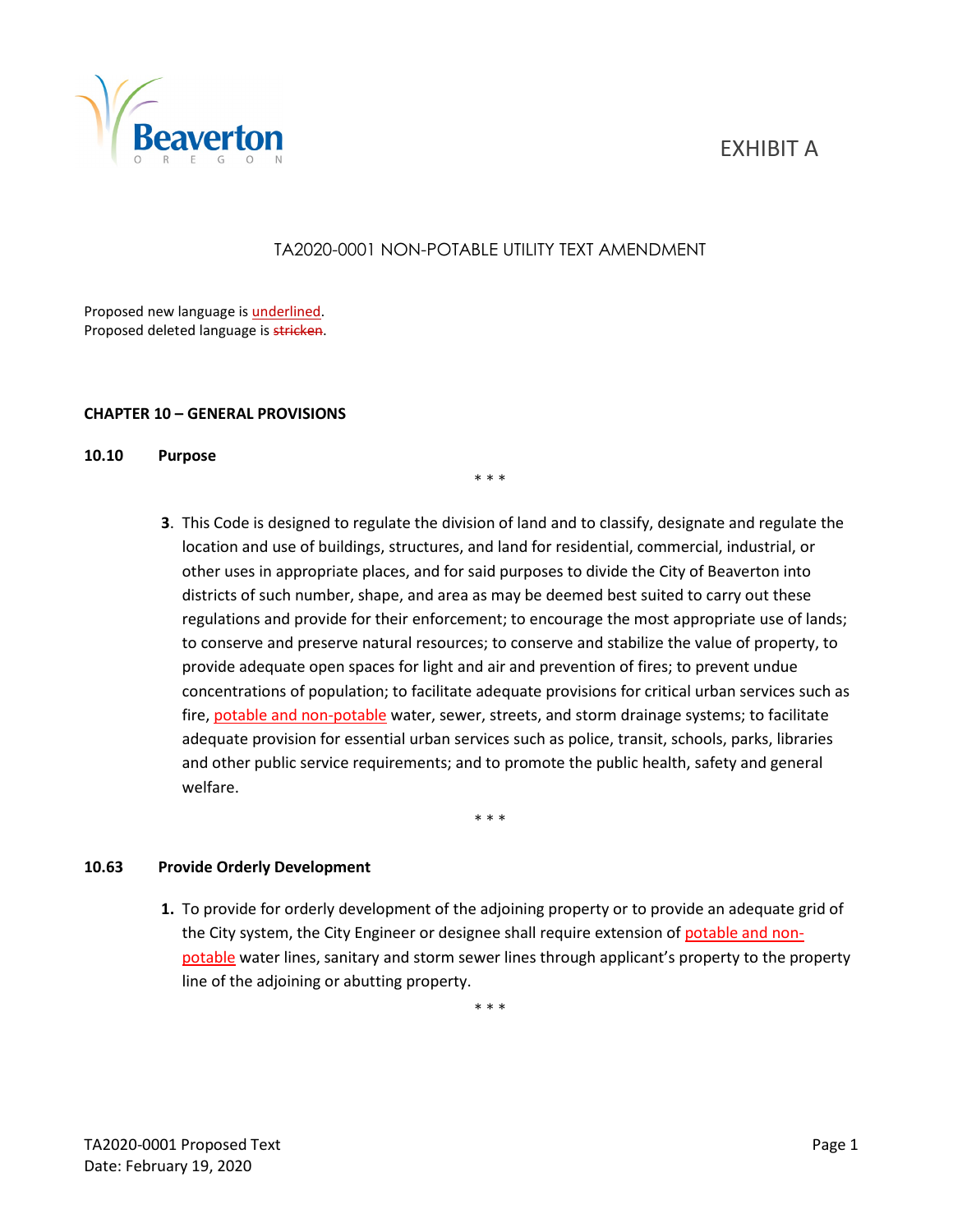EXHIBIT A

# TA2020-0001 NON-POTABLE UTILITY TEXT AMENDMENT

Proposed new language is <u>underlined</u>.
Proposed deleted language is ~~stricken~~.

## CHAPTER 10 – GENERAL PROVISIONS

### 10.10 Purpose

\* \* \*

3. This Code is designed to regulate the division of land and to classify, designate and regulate the location and use of buildings, structures, and land for residential, commercial, industrial, or other uses in appropriate places, and for said purposes to divide the City of Beaverton into districts of such number, shape, and area as may be deemed best suited to carry out these regulations and provide for their enforcement; to encourage the most appropriate use of lands; to conserve and preserve natural resources; to conserve and stabilize the value of property, to provide adequate open spaces for light and air and prevention of fires; to prevent undue concentrations of population; to facilitate adequate provisions for critical urban services such as fire, <u>potable and non-potable</u> water, sewer, streets, and storm drainage systems; to facilitate adequate provision for essential urban services such as police, transit, schools, parks, libraries and other public service requirements; and to promote the public health, safety and general welfare.

\* \* \*

### 10.63 Provide Orderly Development

1. To provide for orderly development of the adjoining property or to provide an adequate grid of the City system, the City Engineer or designee shall require extension of <u>potable and non-potable</u> water lines, sanitary and storm sewer lines through applicant's property to the property line of the adjoining or abutting property.

\* \* \*

TA2020-0001 Proposed Text
Date: February 19, 2020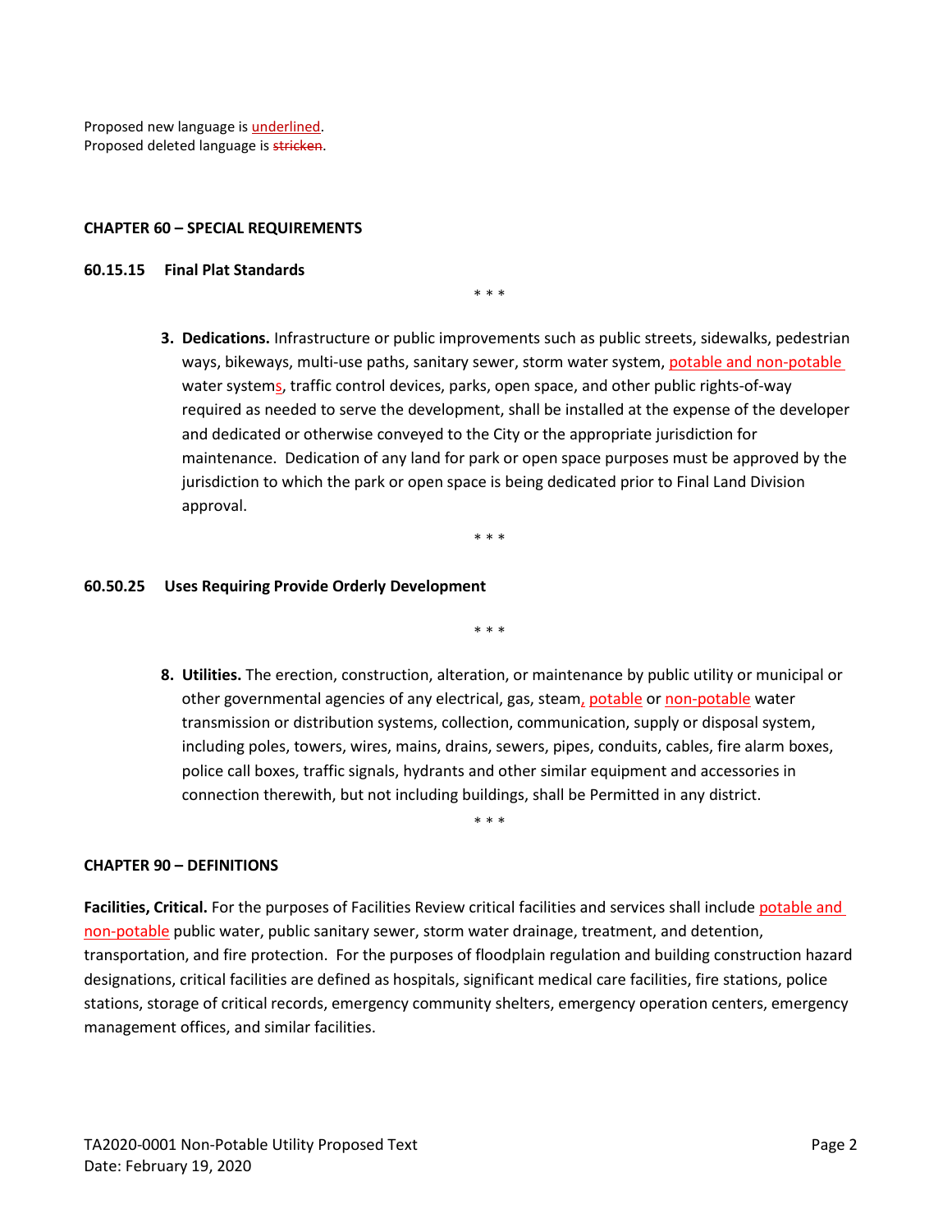Proposed new language is underlined.
Proposed deleted language is ~~stricken~~.

## CHAPTER 60 – SPECIAL REQUIREMENTS

### 60.15.15 Final Plat Standards

\* \* \*

3. **Dedications.** Infrastructure or public improvements such as public streets, sidewalks, pedestrian ways, bikeways, multi-use paths, sanitary sewer, storm water system, potable and non-potable water systems, traffic control devices, parks, open space, and other public rights-of-way required as needed to serve the development, shall be installed at the expense of the developer and dedicated or otherwise conveyed to the City or the appropriate jurisdiction for maintenance. Dedication of any land for park or open space purposes must be approved by the jurisdiction to which the park or open space is being dedicated prior to Final Land Division approval.

\* \* \*

### 60.50.25 Uses Requiring Provide Orderly Development

\* \* \*

8. **Utilities.** The erection, construction, alteration, or maintenance by public utility or municipal or other governmental agencies of any electrical, gas, steam, potable or non-potable water transmission or distribution systems, collection, communication, supply or disposal system, including poles, towers, wires, mains, drains, sewers, pipes, conduits, cables, fire alarm boxes, police call boxes, traffic signals, hydrants and other similar equipment and accessories in connection therewith, but not including buildings, shall be Permitted in any district.

\* \* \*

## CHAPTER 90 – DEFINITIONS

**Facilities, Critical.** For the purposes of Facilities Review critical facilities and services shall include potable and non-potable public water, public sanitary sewer, storm water drainage, treatment, and detention, transportation, and fire protection. For the purposes of floodplain regulation and building construction hazard designations, critical facilities are defined as hospitals, significant medical care facilities, fire stations, police stations, storage of critical records, emergency community shelters, emergency operation centers, emergency management offices, and similar facilities.

TA2020-0001 Non-Potable Utility Proposed Text
Date: February 19, 2020